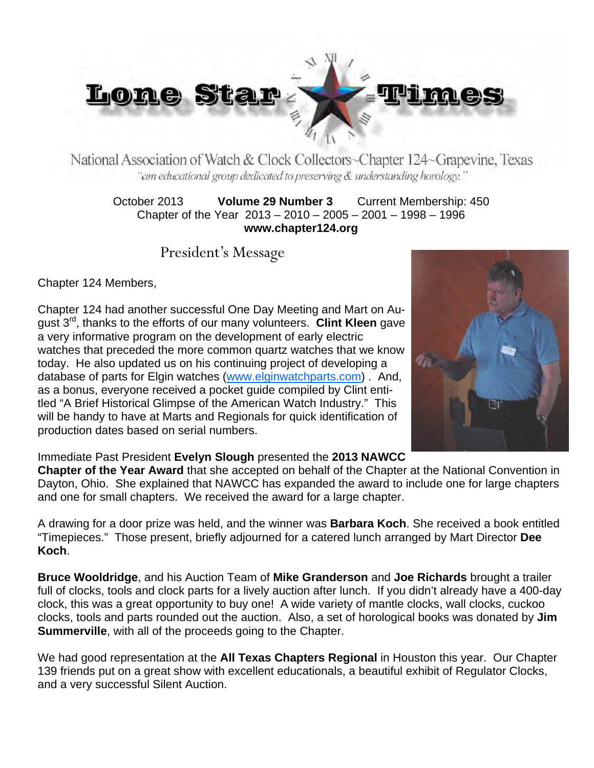# Lone Star Times

National Association of Watch & Clock Collectors~Chapter 124~Grapevine, Texas

*"an educational group dedicated to preserving & understanding horology."*

October 2013 **Volume 29 Number 3** Current Membership: 450

Chapter of the Year 2013 – 2010 – 2005 – 2001 – 1998 – 1996

**www.chapter124.org**

## President's Message

Chapter 124 Members,

Chapter 124 had another successful One Day Meeting and Mart on August 3rd, thanks to the efforts of our many volunteers. **Clint Kleen** gave a very informative program on the development of early electric watches that preceded the more common quartz watches that we know today. He also updated us on his continuing project of developing a database of parts for Elgin watches (www.elginwatchparts.com) . And, as a bonus, everyone received a pocket guide compiled by Clint entitled "A Brief Historical Glimpse of the American Watch Industry." This will be handy to have at Marts and Regionals for quick identification of production dates based on serial numbers.

Immediate Past President **Evelyn Slough** presented the **2013 NAWCC Chapter of the Year Award** that she accepted on behalf of the Chapter at the National Convention in Dayton, Ohio. She explained that NAWCC has expanded the award to include one for large chapters and one for small chapters. We received the award for a large chapter.

A drawing for a door prize was held, and the winner was **Barbara Koch**. She received a book entitled "Timepieces." Those present, briefly adjourned for a catered lunch arranged by Mart Director **Dee Koch**.

**Bruce Wooldridge**, and his Auction Team of **Mike Granderson** and **Joe Richards** brought a trailer full of clocks, tools and clock parts for a lively auction after lunch. If you didn't already have a 400-day clock, this was a great opportunity to buy one! A wide variety of mantle clocks, wall clocks, cuckoo clocks, tools and parts rounded out the auction. Also, a set of horological books was donated by **Jim Summerville**, with all of the proceeds going to the Chapter.

We had good representation at the **All Texas Chapters Regional** in Houston this year. Our Chapter 139 friends put on a great show with excellent educationals, a beautiful exhibit of Regulator Clocks, and a very successful Silent Auction.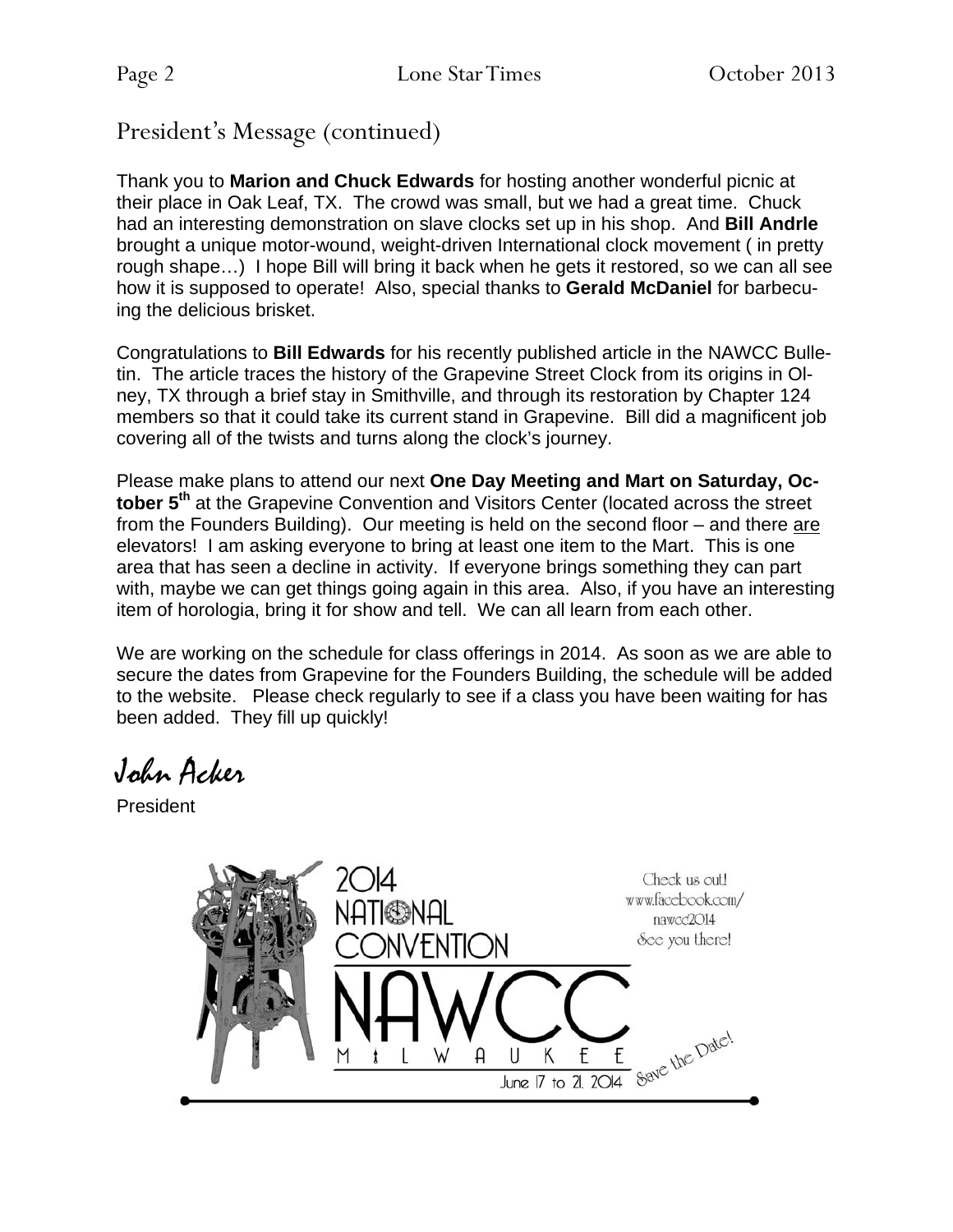## President's Message (continued)

Thank you to **Marion and Chuck Edwards** for hosting another wonderful picnic at their place in Oak Leaf, TX. The crowd was small, but we had a great time. Chuck had an interesting demonstration on slave clocks set up in his shop. And **Bill Andrle** brought a unique motor-wound, weight-driven International clock movement ( in pretty rough shape…) I hope Bill will bring it back when he gets it restored, so we can all see how it is supposed to operate! Also, special thanks to **Gerald McDaniel** for barbecuing the delicious brisket.

Congratulations to **Bill Edwards** for his recently published article in the NAWCC Bulletin. The article traces the history of the Grapevine Street Clock from its origins in Olney, TX through a brief stay in Smithville, and through its restoration by Chapter 124 members so that it could take its current stand in Grapevine. Bill did a magnificent job covering all of the twists and turns along the clock's journey.

Please make plans to attend our next **One Day Meeting and Mart on Saturday, October 5th** at the Grapevine Convention and Visitors Center (located across the street from the Founders Building). Our meeting is held on the second floor – and there are elevators! I am asking everyone to bring at least one item to the Mart. This is one area that has seen a decline in activity. If everyone brings something they can part with, maybe we can get things going again in this area. Also, if you have an interesting item of horologia, bring it for show and tell. We can all learn from each other.

We are working on the schedule for class offerings in 2014. As soon as we are able to secure the dates from Grapevine for the Founders Building, the schedule will be added to the website. Please check regularly to see if a class you have been waiting for has been added. They fill up quickly!

*John Acker*

President

2014 NATIONAL CONVENTION

NAWCC

MILWAUKEE

June 17 to 21, 2014

Check us out!
www.facebook.com/nawcc2014
See you there!

Save the Date!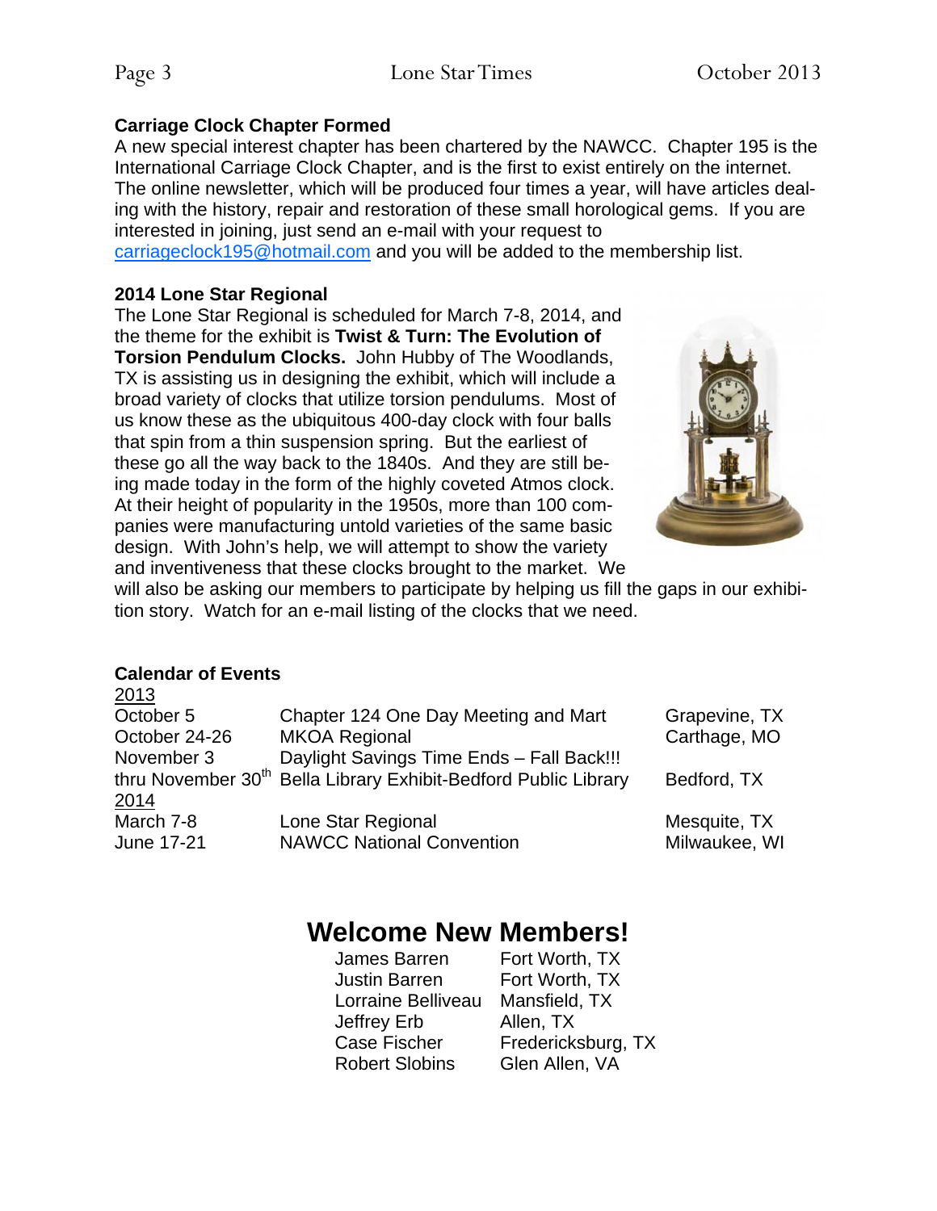### Carriage Clock Chapter Formed

A new special interest chapter has been chartered by the NAWCC. Chapter 195 is the International Carriage Clock Chapter, and is the first to exist entirely on the internet. The online newsletter, which will be produced four times a year, will have articles dealing with the history, repair and restoration of these small horological gems. If you are interested in joining, just send an e-mail with your request to carriageclock195@hotmail.com and you will be added to the membership list.

### 2014 Lone Star Regional

The Lone Star Regional is scheduled for March 7-8, 2014, and the theme for the exhibit is **Twist & Turn: The Evolution of Torsion Pendulum Clocks.** John Hubby of The Woodlands, TX is assisting us in designing the exhibit, which will include a broad variety of clocks that utilize torsion pendulums. Most of us know these as the ubiquitous 400-day clock with four balls that spin from a thin suspension spring. But the earliest of these go all the way back to the 1840s. And they are still being made today in the form of the highly coveted Atmos clock. At their height of popularity in the 1950s, more than 100 companies were manufacturing untold varieties of the same basic design. With John's help, we will attempt to show the variety and inventiveness that these clocks brought to the market. We will also be asking our members to participate by helping us fill the gaps in our exhibition story. Watch for an e-mail listing of the clocks that we need.

### Calendar of Events

| | | |
|---|---|---|
| 2013 | | |
| October 5 | Chapter 124 One Day Meeting and Mart | Grapevine, TX |
| October 24-26 | MKOA Regional | Carthage, MO |
| November 3 | Daylight Savings Time Ends – Fall Back!!! | |
| thru November 30th | Bella Library Exhibit-Bedford Public Library | Bedford, TX |
| 2014 | | |
| March 7-8 | Lone Star Regional | Mesquite, TX |
| June 17-21 | NAWCC National Convention | Milwaukee, WI |

## Welcome New Members!

| | |
|---|---|
| James Barren | Fort Worth, TX |
| Justin Barren | Fort Worth, TX |
| Lorraine Belliveau | Mansfield, TX |
| Jeffrey Erb | Allen, TX |
| Case Fischer | Fredericksburg, TX |
| Robert Slobins | Glen Allen, VA |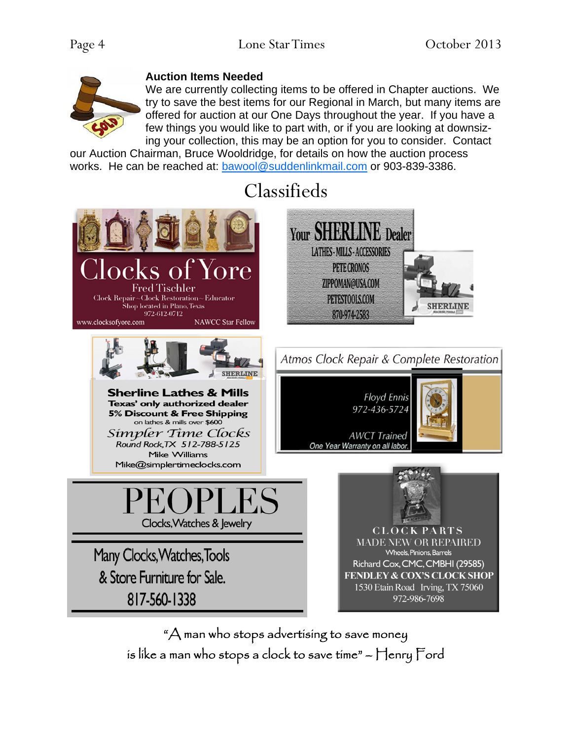### Auction Items Needed

We are currently collecting items to be offered in Chapter auctions. We try to save the best items for our Regional in March, but many items are offered for auction at our One Days throughout the year. If you have a few things you would like to part with, or if you are looking at downsizing your collection, this may be an option for you to consider. Contact our Auction Chairman, Bruce Wooldridge, for details on how the auction process works. He can be reached at: bawool@suddenlinkmail.com or 903-839-3386.

# Classifieds

**Clocks of Yore**
Fred Tischler
Clock Repair ~ Clock Restoration ~ Educator
Shop located in Plano, Texas
972-612-0712
www.clocksofyore.com
NAWCC Star Fellow

**Your SHERLINE Dealer**
LATHES - MILLS - ACCESSORIES
PETE CRONOS
ZIPPOMAN@USA.COM
PETESTOOLS.COM
870-974-2583

**Sherline Lathes & Mills**
Texas' only authorized dealer
5% Discount & Free Shipping
on lathes & mills over $600
*Simpler Time Clocks*
Round Rock, TX 512-788-5125
Mike Williams
Mike@simplertimeclocks.com

**Atmos Clock Repair & Complete Restoration**
Floyd Ennis
972-436-5724
AWCT Trained
One Year Warranty on all labor.

**PEOPLES**
Clocks, Watches & Jewelry
Many Clocks, Watches, Tools & Store Furniture for Sale.
817-560-1338

**CLOCK PARTS**
MADE NEW OR REPAIRED
Wheels, Pinions, Barrels
Richard Cox, CMC, CMBHI (29585)
FENDLEY & COX'S CLOCK SHOP
1530 Etain Road Irving, TX 75060
972-986-7698

"A man who stops advertising to save money is like a man who stops a clock to save time" – Henry Ford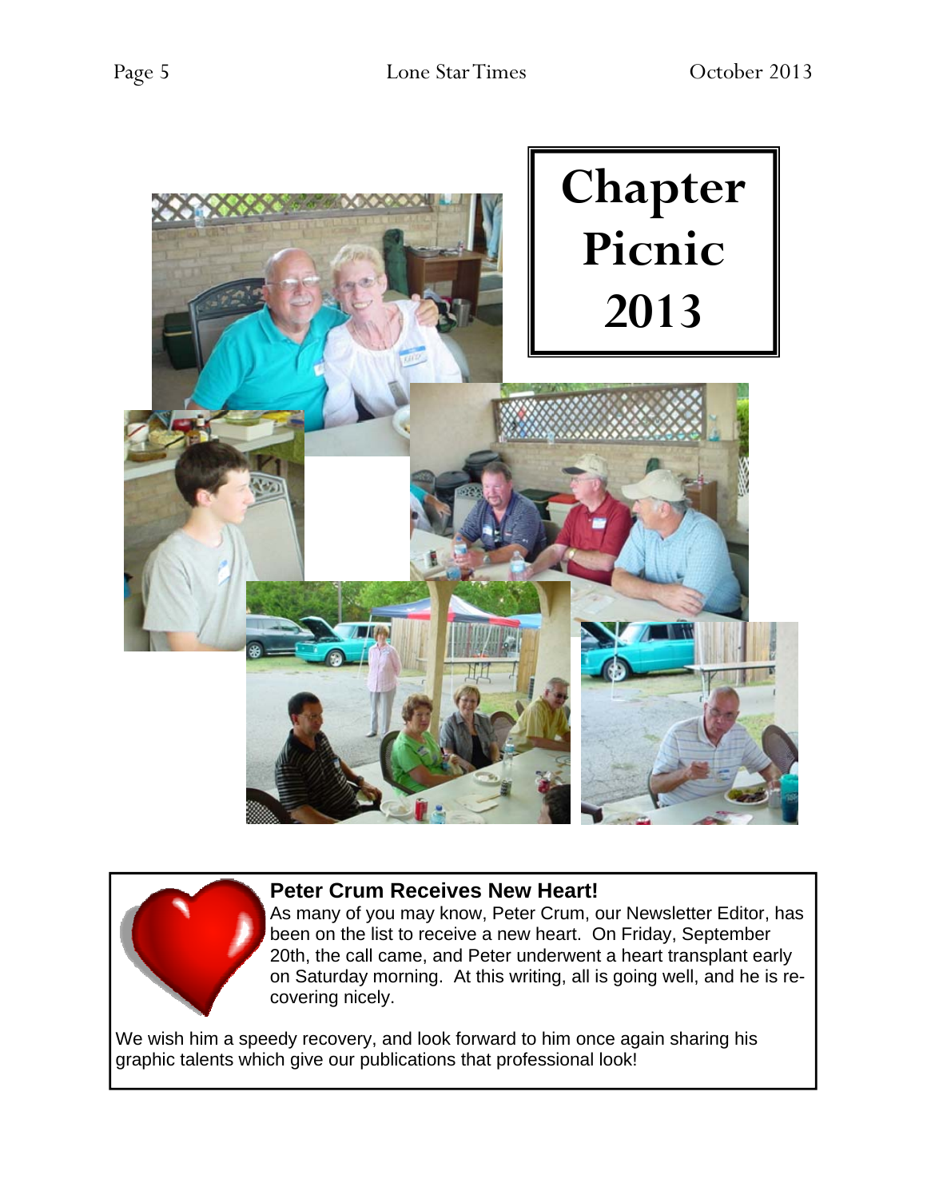# Chapter Picnic 2013

## Peter Crum Receives New Heart!

As many of you may know, Peter Crum, our Newsletter Editor, has been on the list to receive a new heart. On Friday, September 20th, the call came, and Peter underwent a heart transplant early on Saturday morning. At this writing, all is going well, and he is recovering nicely.

We wish him a speedy recovery, and look forward to him once again sharing his graphic talents which give our publications that professional look!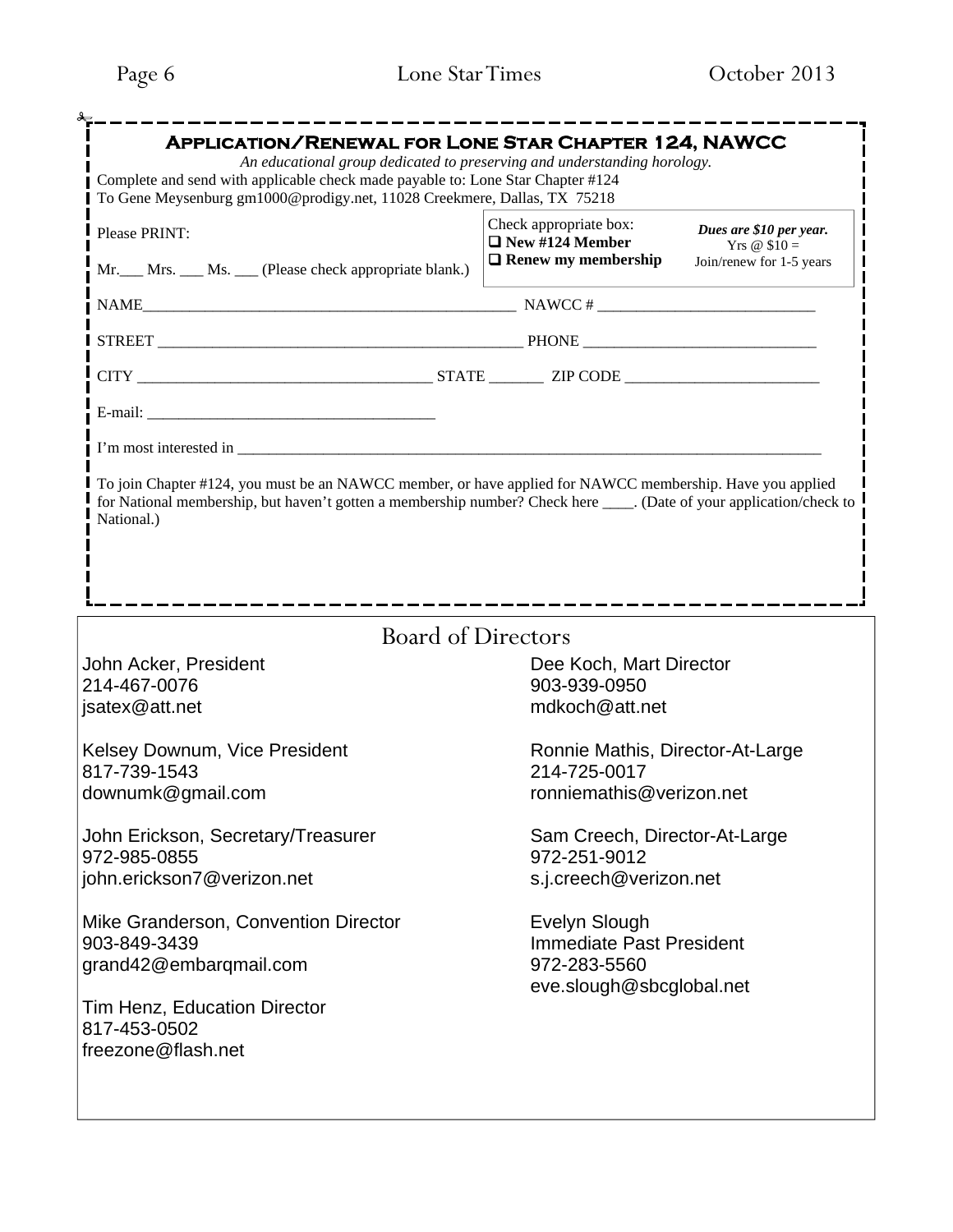## Application/Renewal for Lone Star Chapter 124, NAWCC

*An educational group dedicated to preserving and understanding horology.*

Complete and send with applicable check made payable to: Lone Star Chapter #124
To Gene Meysenburg gm1000@prodigy.net, 11028 Creekmere, Dallas, TX 75218

Please PRINT:

Mr.___ Mrs. ___ Ms. ___ (Please check appropriate blank.)

Check appropriate box:
- ❑ **New #124 Member**
- ❑ **Renew my membership**

***Dues are $10 per year.***
Yrs @ $10 =
Join/renew for 1-5 years

NAME_______________________________________________ NAWCC # __________________________

STREET ______________________________________________ PHONE ____________________________

CITY ____________________________________ STATE _______ ZIP CODE ________________________

E-mail: ____________________________________

I'm most interested in ____________________________________________________________________________

To join Chapter #124, you must be an NAWCC member, or have applied for NAWCC membership. Have you applied for National membership, but haven't gotten a membership number? Check here ____. (Date of your application/check to National.)

## Board of Directors

John Acker, President
214-467-0076
jsatex@att.net

Kelsey Downum, Vice President
817-739-1543
downumk@gmail.com

John Erickson, Secretary/Treasurer
972-985-0855
john.erickson7@verizon.net

Mike Granderson, Convention Director
903-849-3439
grand42@embarqmail.com

Tim Henz, Education Director
817-453-0502
freezone@flash.net

Dee Koch, Mart Director
903-939-0950
mdkoch@att.net

Ronnie Mathis, Director-At-Large
214-725-0017
ronniemathis@verizon.net

Sam Creech, Director-At-Large
972-251-9012
s.j.creech@verizon.net

Evelyn Slough
Immediate Past President
972-283-5560
eve.slough@sbcglobal.net